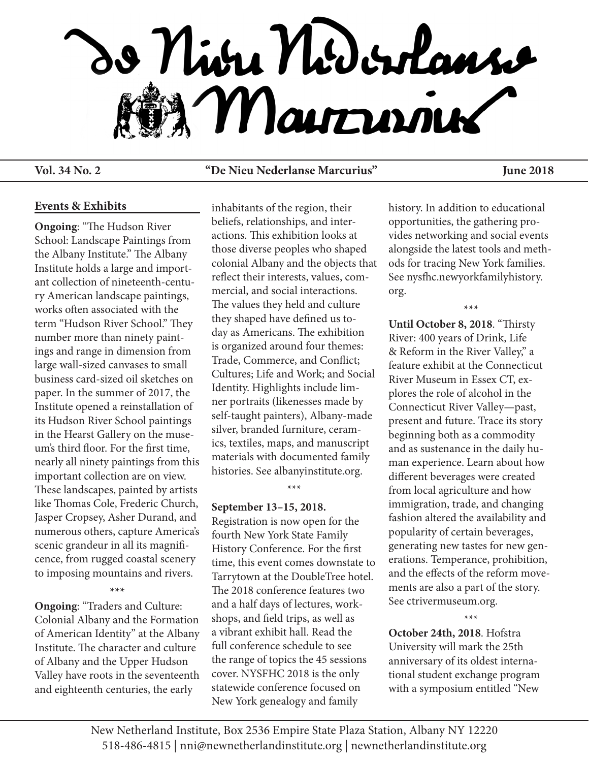# De Nieu Nederlanse Marcurius

**Vol. 34 No. 2** "De Nieu Nederlanse Marcurius" **June 2018**

## Events & Exhibits

**Ongoing**: "The Hudson River School: Landscape Paintings from the Albany Institute." The Albany Institute holds a large and important collection of nineteenth-century American landscape paintings, works often associated with the term "Hudson River School." They number more than ninety paintings and range in dimension from large wall-sized canvases to small business card-sized oil sketches on paper. In the summer of 2017, the Institute opened a reinstallation of its Hudson River School paintings in the Hearst Gallery on the museum's third floor. For the first time, nearly all ninety paintings from this important collection are on view. These landscapes, painted by artists like Thomas Cole, Frederic Church, Jasper Cropsey, Asher Durand, and numerous others, capture America's scenic grandeur in all its magnificence, from rugged coastal scenery to imposing mountains and rivers.

\*\*\*

**Ongoing**: "Traders and Culture: Colonial Albany and the Formation of American Identity" at the Albany Institute. The character and culture of Albany and the Upper Hudson Valley have roots in the seventeenth and eighteenth centuries, the early inhabitants of the region, their beliefs, relationships, and interactions. This exhibition looks at those diverse peoples who shaped colonial Albany and the objects that reflect their interests, values, commercial, and social interactions. The values they held and culture they shaped have defined us today as Americans. The exhibition is organized around four themes: Trade, Commerce, and Conflict; Cultures; Life and Work; and Social Identity. Highlights include limner portraits (likenesses made by self-taught painters), Albany-made silver, branded furniture, ceramics, textiles, maps, and manuscript materials with documented family histories. See albanyinstitute.org.

\*\*\*

**September 13–15, 2018.** Registration is now open for the fourth New York State Family History Conference. For the first time, this event comes downstate to Tarrytown at the DoubleTree hotel. The 2018 conference features two and a half days of lectures, workshops, and field trips, as well as a vibrant exhibit hall. Read the full conference schedule to see the range of topics the 45 sessions cover. NYSFHC 2018 is the only statewide conference focused on New York genealogy and family history. In addition to educational opportunities, the gathering provides networking and social events alongside the latest tools and methods for tracing New York families. See nysfhc.newyorkfamilyhistory.org.

\*\*\*

**Until October 8, 2018**. "Thirsty River: 400 years of Drink, Life & Reform in the River Valley," a feature exhibit at the Connecticut River Museum in Essex CT, explores the role of alcohol in the Connecticut River Valley—past, present and future. Trace its story beginning both as a commodity and as sustenance in the daily human experience. Learn about how different beverages were created from local agriculture and how immigration, trade, and changing fashion altered the availability and popularity of certain beverages, generating new tastes for new generations. Temperance, prohibition, and the effects of the reform movements are also a part of the story. See ctrivermuseum.org.

\*\*\*

**October 24th, 2018**. Hofstra University will mark the 25th anniversary of its oldest international student exchange program with a symposium entitled "New

New Netherland Institute, Box 2536 Empire State Plaza Station, Albany NY 12220
518-486-4815 | nni@newnetherlandinstitute.org | newnetherlandinstitute.org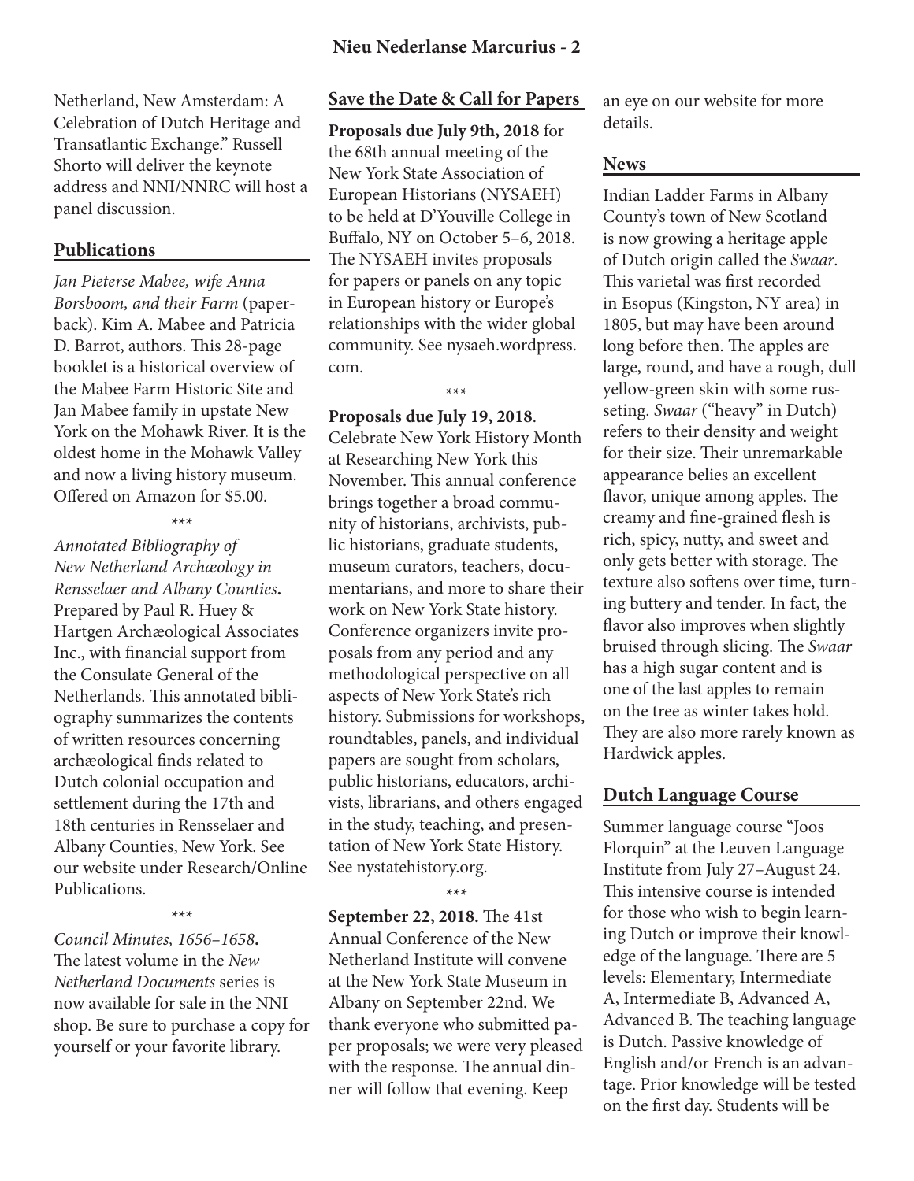Netherland, New Amsterdam: A Celebration of Dutch Heritage and Transatlantic Exchange." Russell Shorto will deliver the keynote address and NNI/NNRC will host a panel discussion.

## Publications

*Jan Pieterse Mabee, wife Anna Borsboom, and their Farm* (paperback). Kim A. Mabee and Patricia D. Barrot, authors. This 28-page booklet is a historical overview of the Mabee Farm Historic Site and Jan Mabee family in upstate New York on the Mohawk River. It is the oldest home in the Mohawk Valley and now a living history museum. Offered on Amazon for $5.00.

\*\*\*

*Annotated Bibliography of New Netherland Archæology in Rensselaer and Albany Counties***.** Prepared by Paul R. Huey & Hartgen Archæological Associates Inc., with financial support from the Consulate General of the Netherlands. This annotated bibliography summarizes the contents of written resources concerning archæological finds related to Dutch colonial occupation and settlement during the 17th and 18th centuries in Rensselaer and Albany Counties, New York. See our website under Research/Online Publications.

\*\*\*

*Council Minutes, 1656–1658***.** The latest volume in the *New Netherland Documents* series is now available for sale in the NNI shop. Be sure to purchase a copy for yourself or your favorite library.

## Save the Date & Call for Papers

**Proposals due July 9th, 2018** for the 68th annual meeting of the New York State Association of European Historians (NYSAEH) to be held at D'Youville College in Buffalo, NY on October 5–6, 2018. The NYSAEH invites proposals for papers or panels on any topic in European history or Europe's relationships with the wider global community. See nysaeh.wordpress.com.

\*\*\*

**Proposals due July 19, 2018**. Celebrate New York History Month at Researching New York this November. This annual conference brings together a broad community of historians, archivists, public historians, graduate students, museum curators, teachers, documentarians, and more to share their work on New York State history. Conference organizers invite proposals from any period and any methodological perspective on all aspects of New York State's rich history. Submissions for workshops, roundtables, panels, and individual papers are sought from scholars, public historians, educators, archivists, librarians, and others engaged in the study, teaching, and presentation of New York State History. See nystatehistory.org.

\*\*\*

**September 22, 2018.** The 41st Annual Conference of the New Netherland Institute will convene at the New York State Museum in Albany on September 22nd. We thank everyone who submitted paper proposals; we were very pleased with the response. The annual dinner will follow that evening. Keep an eye on our website for more details.

## News

Indian Ladder Farms in Albany County's town of New Scotland is now growing a heritage apple of Dutch origin called the *Swaar*. This varietal was first recorded in Esopus (Kingston, NY area) in 1805, but may have been around long before then. The apples are large, round, and have a rough, dull yellow-green skin with some russeting. *Swaar* ("heavy" in Dutch) refers to their density and weight for their size. Their unremarkable appearance belies an excellent flavor, unique among apples. The creamy and fine-grained flesh is rich, spicy, nutty, and sweet and only gets better with storage. The texture also softens over time, turning buttery and tender. In fact, the flavor also improves when slightly bruised through slicing. The *Swaar* has a high sugar content and is one of the last apples to remain on the tree as winter takes hold. They are also more rarely known as Hardwick apples.

## Dutch Language Course

Summer language course "Joos Florquin" at the Leuven Language Institute from July 27–August 24. This intensive course is intended for those who wish to begin learning Dutch or improve their knowledge of the language. There are 5 levels: Elementary, Intermediate A, Intermediate B, Advanced A, Advanced B. The teaching language is Dutch. Passive knowledge of English and/or French is an advantage. Prior knowledge will be tested on the first day. Students will be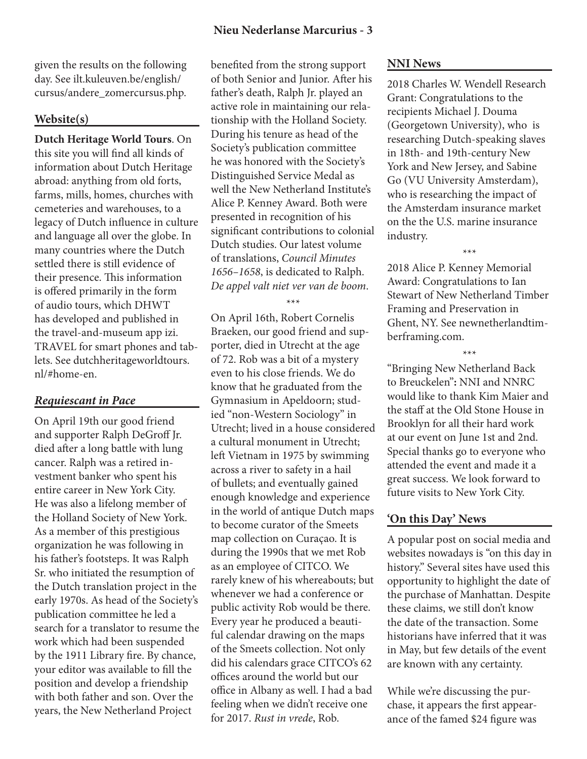given the results on the following day. See ilt.kuleuven.be/english/cursus/andere_zomercursus.php.

## Website(s)

**Dutch Heritage World Tours**. On this site you will find all kinds of information about Dutch Heritage abroad: anything from old forts, farms, mills, homes, churches with cemeteries and warehouses, to a legacy of Dutch influence in culture and language all over the globe. In many countries where the Dutch settled there is still evidence of their presence. This information is offered primarily in the form of audio tours, which DHWT has developed and published in the travel-and-museum app izi.TRAVEL for smart phones and tablets. See dutchheritageworldtours.nl/#home-en.

## *Requiescant in Pace*

On April 19th our good friend and supporter Ralph DeGroff Jr. died after a long battle with lung cancer. Ralph was a retired investment banker who spent his entire career in New York City. He was also a lifelong member of the Holland Society of New York. As a member of this prestigious organization he was following in his father's footsteps. It was Ralph Sr. who initiated the resumption of the Dutch translation project in the early 1970s. As head of the Society's publication committee he led a search for a translator to resume the work which had been suspended by the 1911 Library fire. By chance, your editor was available to fill the position and develop a friendship with both father and son. Over the years, the New Netherland Project benefited from the strong support of both Senior and Junior. After his father's death, Ralph Jr. played an active role in maintaining our relationship with the Holland Society. During his tenure as head of the Society's publication committee he was honored with the Society's Distinguished Service Medal as well the New Netherland Institute's Alice P. Kenney Award. Both were presented in recognition of his significant contributions to colonial Dutch studies. Our latest volume of translations, *Council Minutes 1656–1658*, is dedicated to Ralph. *De appel valt niet ver van de boom*.

\*\*\*

On April 16th, Robert Cornelis Braeken, our good friend and supporter, died in Utrecht at the age of 72. Rob was a bit of a mystery even to his close friends. We do know that he graduated from the Gymnasium in Apeldoorn; studied "non-Western Sociology" in Utrecht; lived in a house considered a cultural monument in Utrecht; left Vietnam in 1975 by swimming across a river to safety in a hail of bullets; and eventually gained enough knowledge and experience in the world of antique Dutch maps to become curator of the Smeets map collection on Curaçao. It is during the 1990s that we met Rob as an employee of CITCO. We rarely knew of his whereabouts; but whenever we had a conference or public activity Rob would be there. Every year he produced a beautiful calendar drawing on the maps of the Smeets collection. Not only did his calendars grace CITCO's 62 offices around the world but our office in Albany as well. I had a bad feeling when we didn't receive one for 2017. *Rust in vrede*, Rob.

## NNI News

2018 Charles W. Wendell Research Grant: Congratulations to the recipients Michael J. Douma (Georgetown University), who is researching Dutch-speaking slaves in 18th- and 19th-century New York and New Jersey, and Sabine Go (VU University Amsterdam), who is researching the impact of the Amsterdam insurance market on the the U.S. marine insurance industry.

\*\*\*

2018 Alice P. Kenney Memorial Award: Congratulations to Ian Stewart of New Netherland Timber Framing and Preservation in Ghent, NY. See newnetherlandtimberframing.com.

\*\*\*

"Bringing New Netherland Back to Breuckelen"**:** NNI and NNRC would like to thank Kim Maier and the staff at the Old Stone House in Brooklyn for all their hard work at our event on June 1st and 2nd. Special thanks go to everyone who attended the event and made it a great success. We look forward to future visits to New York City.

## 'On this Day' News

A popular post on social media and websites nowadays is "on this day in history." Several sites have used this opportunity to highlight the date of the purchase of Manhattan. Despite these claims, we still don't know the date of the transaction. Some historians have inferred that it was in May, but few details of the event are known with any certainty.

While we're discussing the purchase, it appears the first appearance of the famed $24 figure was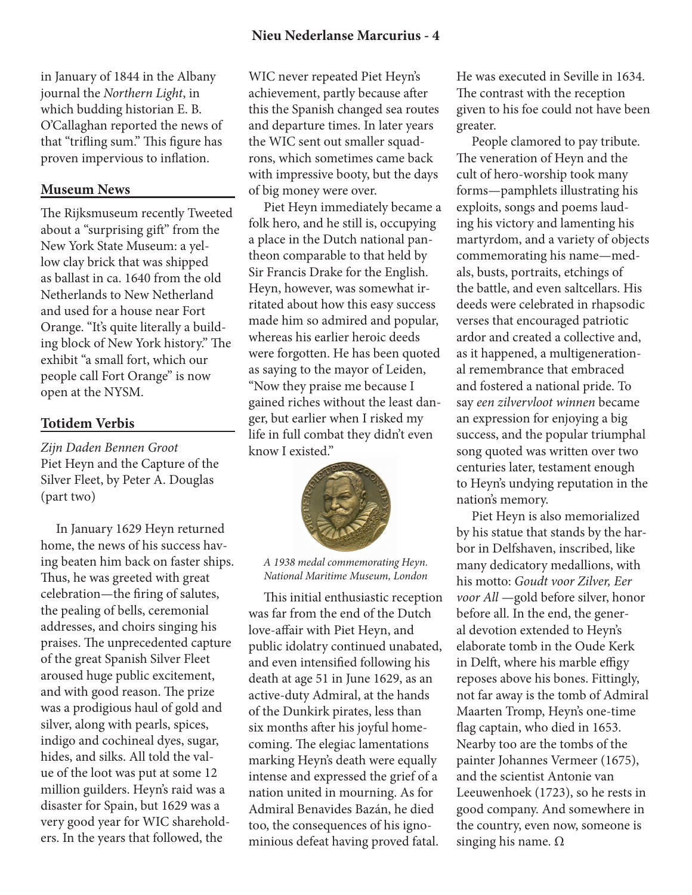in January of 1844 in the Albany journal the *Northern Light*, in which budding historian E. B. O'Callaghan reported the news of that "trifling sum." This figure has proven impervious to inflation.

## Museum News

The Rijksmuseum recently Tweeted about a "surprising gift" from the New York State Museum: a yellow clay brick that was shipped as ballast in ca. 1640 from the old Netherlands to New Netherland and used for a house near Fort Orange. "It's quite literally a building block of New York history." The exhibit "a small fort, which our people call Fort Orange" is now open at the NYSM.

## Totidem Verbis

*Zijn Daden Bennen Groot*
Piet Heyn and the Capture of the Silver Fleet, by Peter A. Douglas (part two)

In January 1629 Heyn returned home, the news of his success having beaten him back on faster ships. Thus, he was greeted with great celebration—the firing of salutes, the pealing of bells, ceremonial addresses, and choirs singing his praises. The unprecedented capture of the great Spanish Silver Fleet aroused huge public excitement, and with good reason. The prize was a prodigious haul of gold and silver, along with pearls, spices, indigo and cochineal dyes, sugar, hides, and silks. All told the value of the loot was put at some 12 million guilders. Heyn's raid was a disaster for Spain, but 1629 was a very good year for WIC shareholders. In the years that followed, the WIC never repeated Piet Heyn's achievement, partly because after this the Spanish changed sea routes and departure times. In later years the WIC sent out smaller squadrons, which sometimes came back with impressive booty, but the days of big money were over.

Piet Heyn immediately became a folk hero, and he still is, occupying a place in the Dutch national pantheon comparable to that held by Sir Francis Drake for the English. Heyn, however, was somewhat irritated about how this easy success made him so admired and popular, whereas his earlier heroic deeds were forgotten. He has been quoted as saying to the mayor of Leiden, "Now they praise me because I gained riches without the least danger, but earlier when I risked my life in full combat they didn't even know I existed."

*A 1938 medal commemorating Heyn. National Maritime Museum, London*

This initial enthusiastic reception was far from the end of the Dutch love-affair with Piet Heyn, and public idolatry continued unabated, and even intensified following his death at age 51 in June 1629, as an active-duty Admiral, at the hands of the Dunkirk pirates, less than six months after his joyful homecoming. The elegiac lamentations marking Heyn's death were equally intense and expressed the grief of a nation united in mourning. As for Admiral Benavides Bazán, he died too, the consequences of his ignominious defeat having proved fatal. He was executed in Seville in 1634. The contrast with the reception given to his foe could not have been greater.

People clamored to pay tribute. The veneration of Heyn and the cult of hero-worship took many forms—pamphlets illustrating his exploits, songs and poems lauding his victory and lamenting his martyrdom, and a variety of objects commemorating his name—medals, busts, portraits, etchings of the battle, and even saltcellars. His deeds were celebrated in rhapsodic verses that encouraged patriotic ardor and created a collective and, as it happened, a multigenerational remembrance that embraced and fostered a national pride. To say *een zilvervloot winnen* became an expression for enjoying a big success, and the popular triumphal song quoted was written over two centuries later, testament enough to Heyn's undying reputation in the nation's memory.

Piet Heyn is also memorialized by his statue that stands by the harbor in Delfshaven, inscribed, like many dedicatory medallions, with his motto: *Goudt voor Zilver, Eer voor All* —gold before silver, honor before all. In the end, the general devotion extended to Heyn's elaborate tomb in the Oude Kerk in Delft, where his marble effigy reposes above his bones. Fittingly, not far away is the tomb of Admiral Maarten Tromp, Heyn's one-time flag captain, who died in 1653. Nearby too are the tombs of the painter Johannes Vermeer (1675), and the scientist Antonie van Leeuwenhoek (1723), so he rests in good company. And somewhere in the country, even now, someone is singing his name. Ω